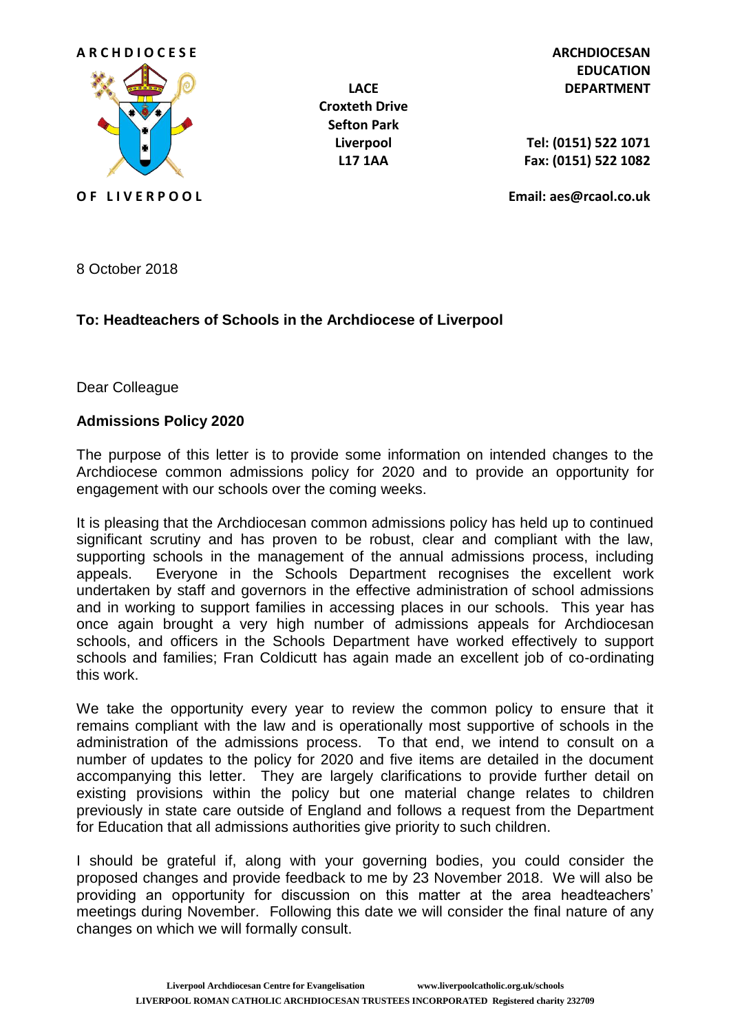ARCHDIOCESE OF LIVERPOOL

LACE
Croxteth Drive
Sefton Park
Liverpool
L17 1AA

**ARCHDIOCESAN EDUCATION DEPARTMENT**

**Tel: (0151) 522 1071**
**Fax: (0151) 522 1082**

**Email: aes@rcaol.co.uk**

8 October 2018

**To: Headteachers of Schools in the Archdiocese of Liverpool**

Dear Colleague

**Admissions Policy 2020**

The purpose of this letter is to provide some information on intended changes to the Archdiocese common admissions policy for 2020 and to provide an opportunity for engagement with our schools over the coming weeks.

It is pleasing that the Archdiocesan common admissions policy has held up to continued significant scrutiny and has proven to be robust, clear and compliant with the law, supporting schools in the management of the annual admissions process, including appeals. Everyone in the Schools Department recognises the excellent work undertaken by staff and governors in the effective administration of school admissions and in working to support families in accessing places in our schools. This year has once again brought a very high number of admissions appeals for Archdiocesan schools, and officers in the Schools Department have worked effectively to support schools and families; Fran Coldicutt has again made an excellent job of co-ordinating this work.

We take the opportunity every year to review the common policy to ensure that it remains compliant with the law and is operationally most supportive of schools in the administration of the admissions process. To that end, we intend to consult on a number of updates to the policy for 2020 and five items are detailed in the document accompanying this letter. They are largely clarifications to provide further detail on existing provisions within the policy but one material change relates to children previously in state care outside of England and follows a request from the Department for Education that all admissions authorities give priority to such children.

I should be grateful if, along with your governing bodies, you could consider the proposed changes and provide feedback to me by 23 November 2018. We will also be providing an opportunity for discussion on this matter at the area headteachers' meetings during November. Following this date we will consider the final nature of any changes on which we will formally consult.

Liverpool Archdiocesan Centre for Evangelisation www.liverpoolcatholic.org.uk/schools
LIVERPOOL ROMAN CATHOLIC ARCHDIOCESAN TRUSTEES INCORPORATED Registered charity 232709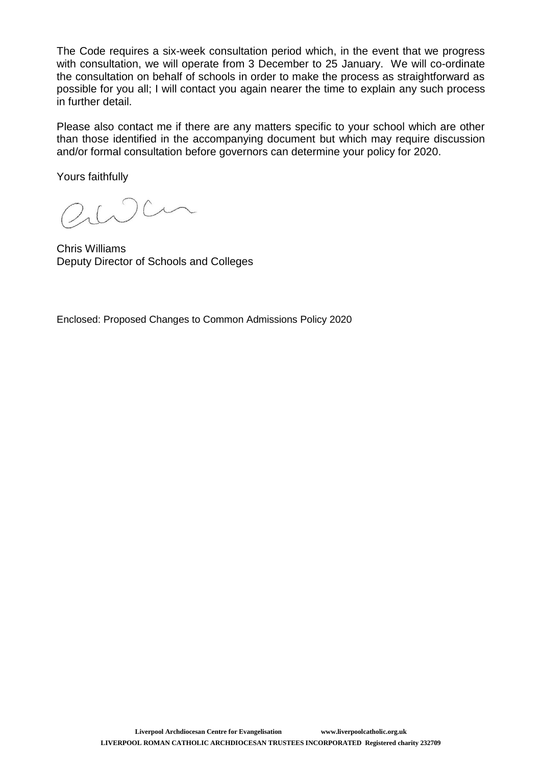The Code requires a six-week consultation period which, in the event that we progress with consultation, we will operate from 3 December to 25 January. We will co-ordinate the consultation on behalf of schools in order to make the process as straightforward as possible for you all; I will contact you again nearer the time to explain any such process in further detail.

Please also contact me if there are any matters specific to your school which are other than those identified in the accompanying document but which may require discussion and/or formal consultation before governors can determine your policy for 2020.

Yours faithfully

Chris Williams
Deputy Director of Schools and Colleges

Enclosed: Proposed Changes to Common Admissions Policy 2020